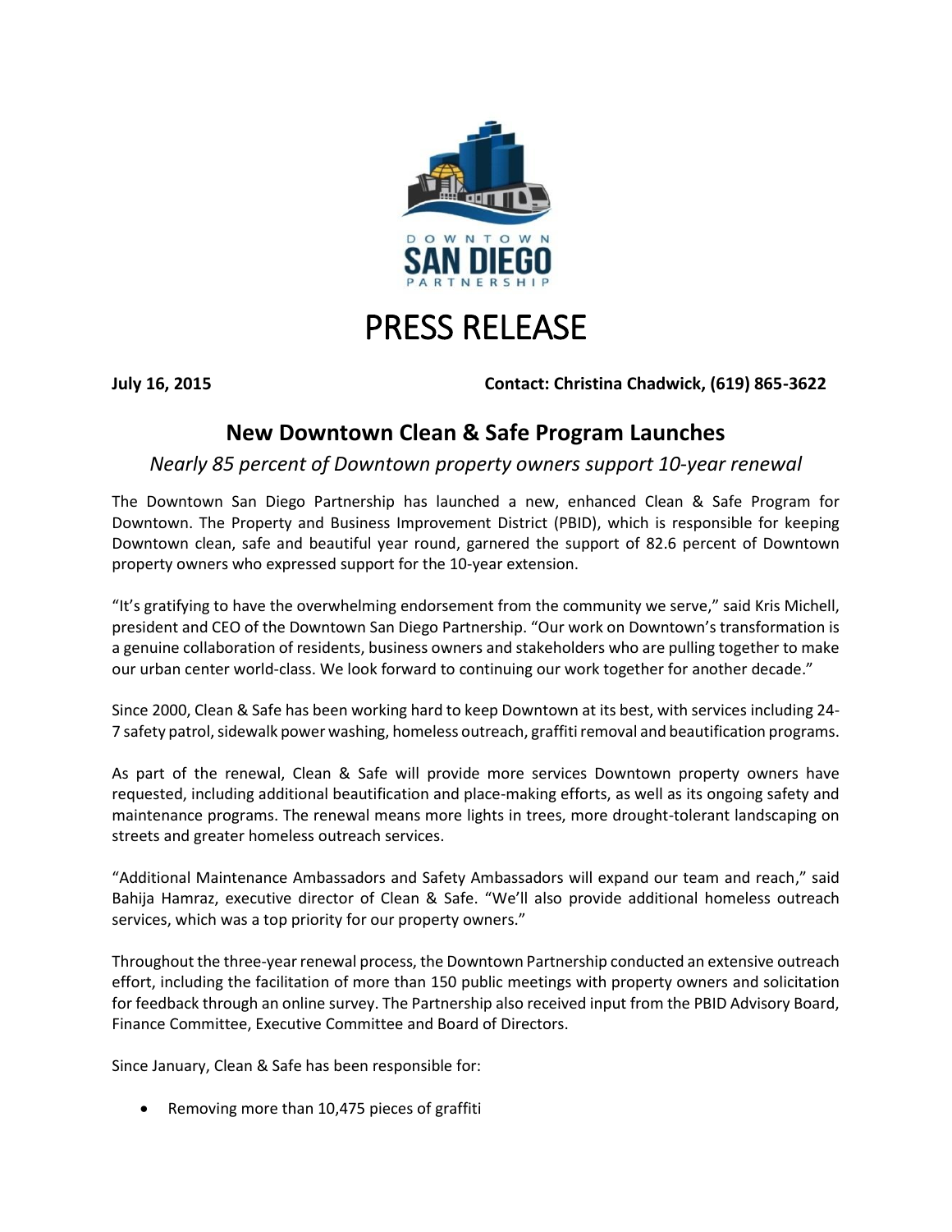DOWNTOWN SAN DIEGO PARTNERSHIP

# PRESS RELEASE

**July 16, 2015** **Contact: Christina Chadwick, (619) 865-3622**

## New Downtown Clean & Safe Program Launches

*Nearly 85 percent of Downtown property owners support 10-year renewal*

The Downtown San Diego Partnership has launched a new, enhanced Clean & Safe Program for Downtown. The Property and Business Improvement District (PBID), which is responsible for keeping Downtown clean, safe and beautiful year round, garnered the support of 82.6 percent of Downtown property owners who expressed support for the 10-year extension.

"It's gratifying to have the overwhelming endorsement from the community we serve," said Kris Michell, president and CEO of the Downtown San Diego Partnership. "Our work on Downtown's transformation is a genuine collaboration of residents, business owners and stakeholders who are pulling together to make our urban center world-class. We look forward to continuing our work together for another decade."

Since 2000, Clean & Safe has been working hard to keep Downtown at its best, with services including 24-7 safety patrol, sidewalk power washing, homeless outreach, graffiti removal and beautification programs.

As part of the renewal, Clean & Safe will provide more services Downtown property owners have requested, including additional beautification and place-making efforts, as well as its ongoing safety and maintenance programs. The renewal means more lights in trees, more drought-tolerant landscaping on streets and greater homeless outreach services.

"Additional Maintenance Ambassadors and Safety Ambassadors will expand our team and reach," said Bahija Hamraz, executive director of Clean & Safe. "We'll also provide additional homeless outreach services, which was a top priority for our property owners."

Throughout the three-year renewal process, the Downtown Partnership conducted an extensive outreach effort, including the facilitation of more than 150 public meetings with property owners and solicitation for feedback through an online survey. The Partnership also received input from the PBID Advisory Board, Finance Committee, Executive Committee and Board of Directors.

Since January, Clean & Safe has been responsible for:

- Removing more than 10,475 pieces of graffiti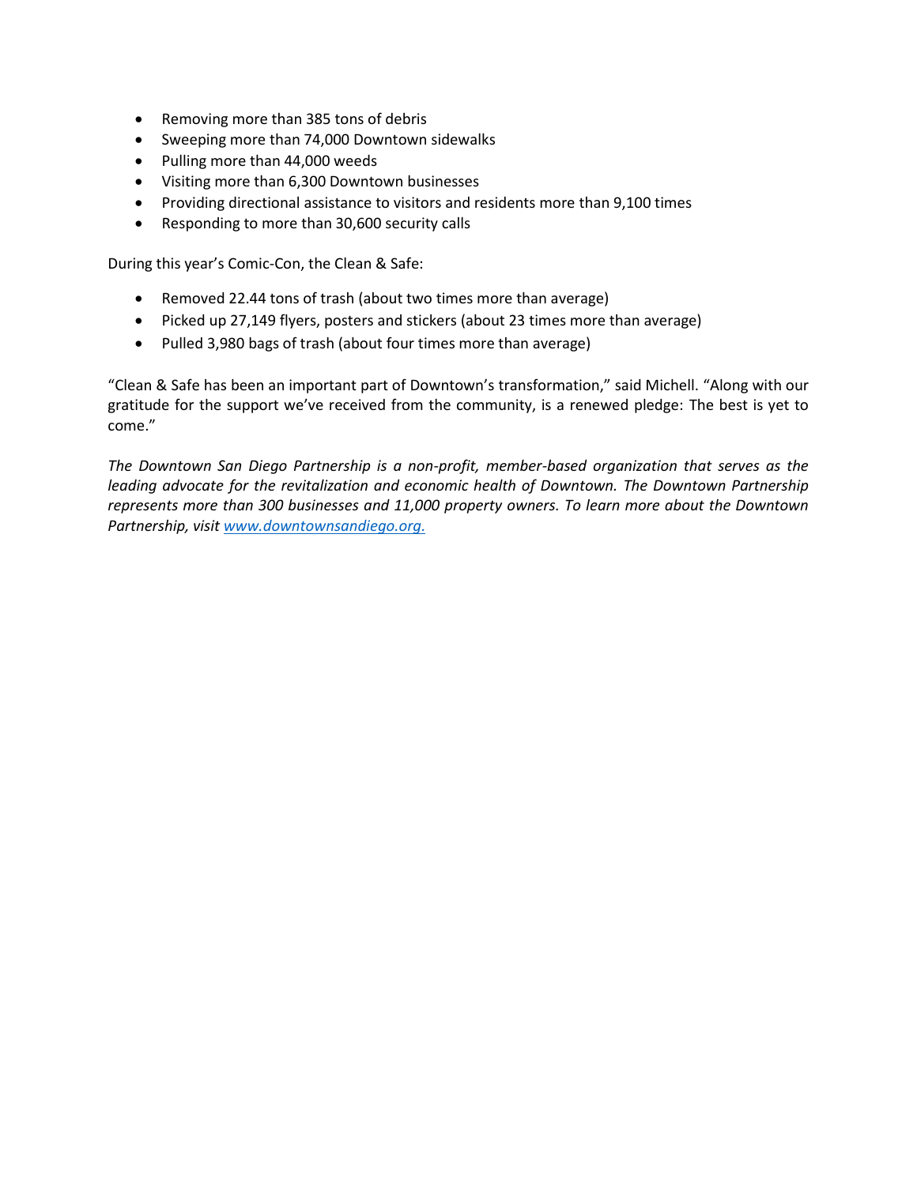- Removing more than 385 tons of debris
- Sweeping more than 74,000 Downtown sidewalks
- Pulling more than 44,000 weeds
- Visiting more than 6,300 Downtown businesses
- Providing directional assistance to visitors and residents more than 9,100 times
- Responding to more than 30,600 security calls

During this year's Comic-Con, the Clean & Safe:

- Removed 22.44 tons of trash (about two times more than average)
- Picked up 27,149 flyers, posters and stickers (about 23 times more than average)
- Pulled 3,980 bags of trash (about four times more than average)

"Clean & Safe has been an important part of Downtown's transformation," said Michell. "Along with our gratitude for the support we've received from the community, is a renewed pledge: The best is yet to come."

*The Downtown San Diego Partnership is a non-profit, member-based organization that serves as the leading advocate for the revitalization and economic health of Downtown. The Downtown Partnership represents more than 300 businesses and 11,000 property owners. To learn more about the Downtown Partnership, visit [www.downtownsandiego.org.](http://www.downtownsandiego.org)*